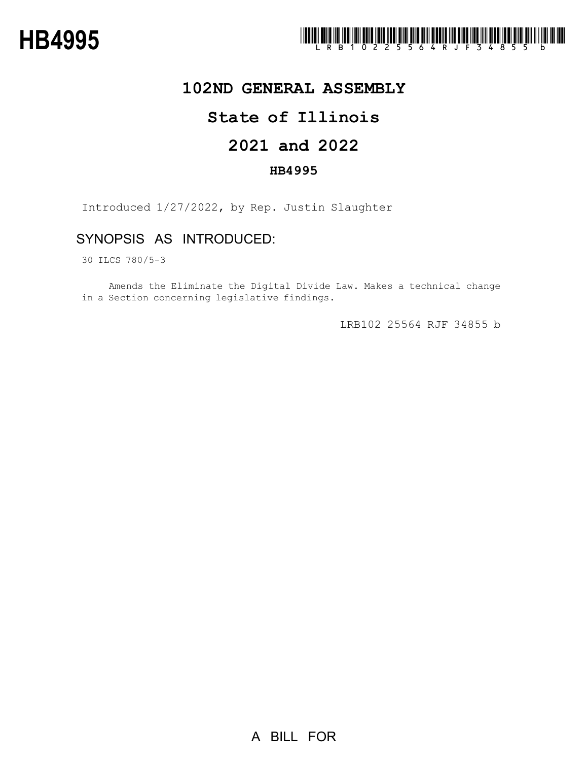# HB4995

LRB102 25564 RJF 34855 b

## 102ND GENERAL ASSEMBLY

## State of Illinois

## 2021 and 2022

### HB4995

Introduced 1/27/2022, by Rep. Justin Slaughter

### SYNOPSIS AS INTRODUCED:

30 ILCS 780/5-3

Amends the Eliminate the Digital Divide Law. Makes a technical change in a Section concerning legislative findings.

LRB102 25564 RJF 34855 b

A BILL FOR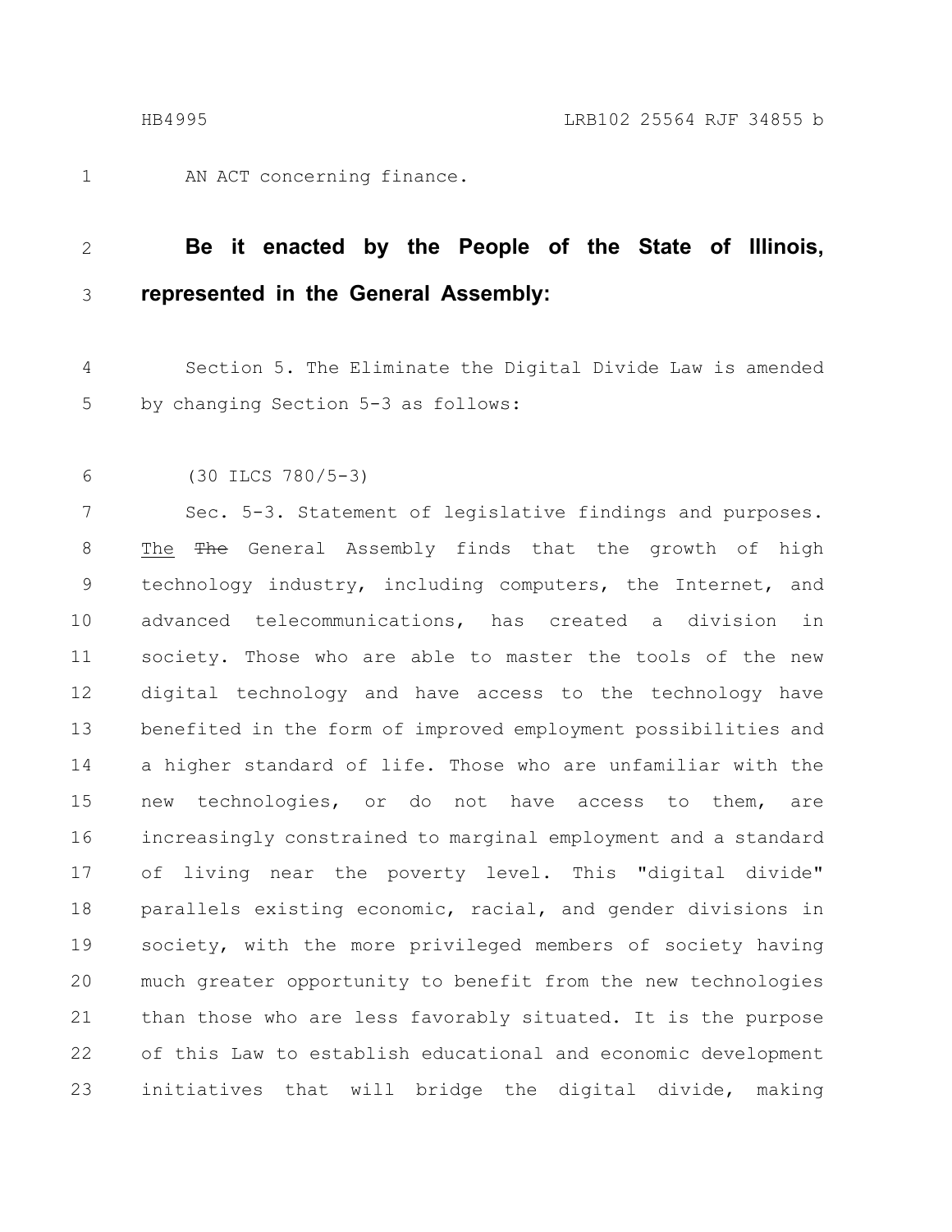AN ACT concerning finance.

**Be it enacted by the People of the State of Illinois, represented in the General Assembly:**

Section 5. The Eliminate the Digital Divide Law is amended by changing Section 5-3 as follows:

(30 ILCS 780/5-3)

Sec. 5-3. Statement of legislative findings and purposes. <u>The</u> ~~The~~ General Assembly finds that the growth of high technology industry, including computers, the Internet, and advanced telecommunications, has created a division in society. Those who are able to master the tools of the new digital technology and have access to the technology have benefited in the form of improved employment possibilities and a higher standard of life. Those who are unfamiliar with the new technologies, or do not have access to them, are increasingly constrained to marginal employment and a standard of living near the poverty level. This "digital divide" parallels existing economic, racial, and gender divisions in society, with the more privileged members of society having much greater opportunity to benefit from the new technologies than those who are less favorably situated. It is the purpose of this Law to establish educational and economic development initiatives that will bridge the digital divide, making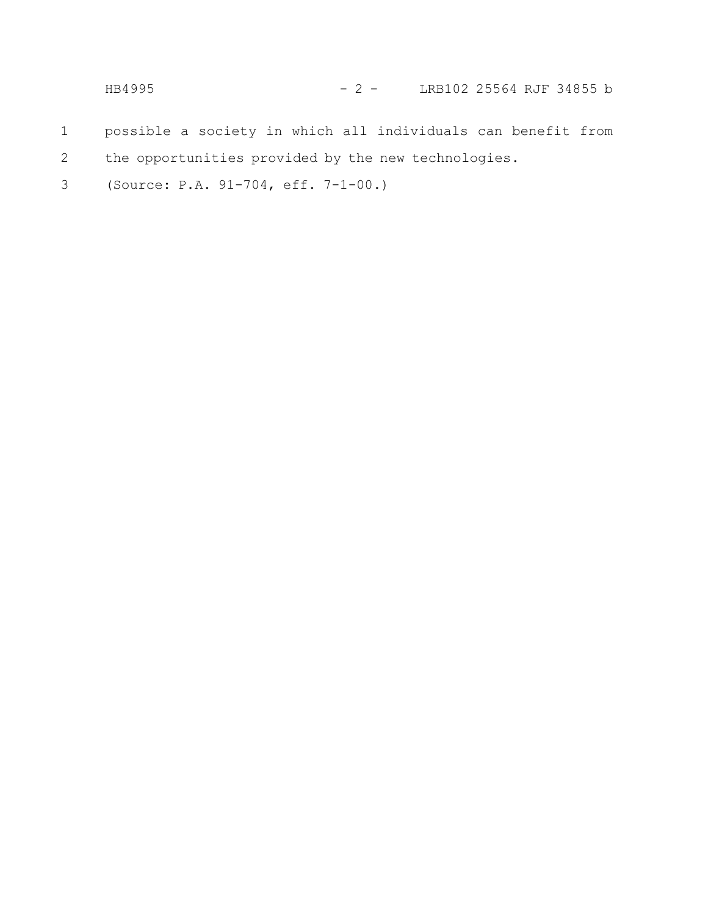possible a society in which all individuals can benefit from the opportunities provided by the new technologies.

(Source: P.A. 91-704, eff. 7-1-00.)